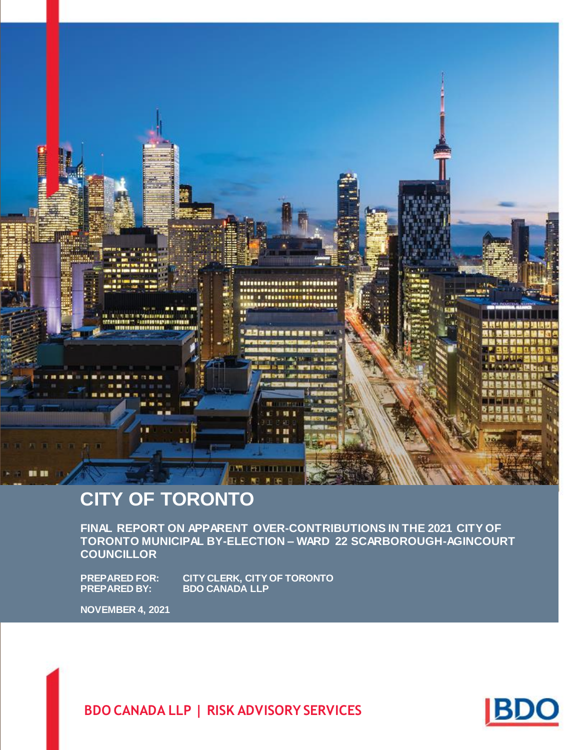# CITY OF TORONTO

**FINAL REPORT ON APPARENT OVER-CONTRIBUTIONS IN THE 2021 CITY OF TORONTO MUNICIPAL BY-ELECTION – WARD 22 SCARBOROUGH-AGINCOURT COUNCILLOR**

**PREPARED FOR:** CITY CLERK, CITY OF TORONTO
**PREPARED BY:** BDO CANADA LLP

**NOVEMBER 4, 2021**

**BDO CANADA LLP | RISK ADVISORY SERVICES**

BDO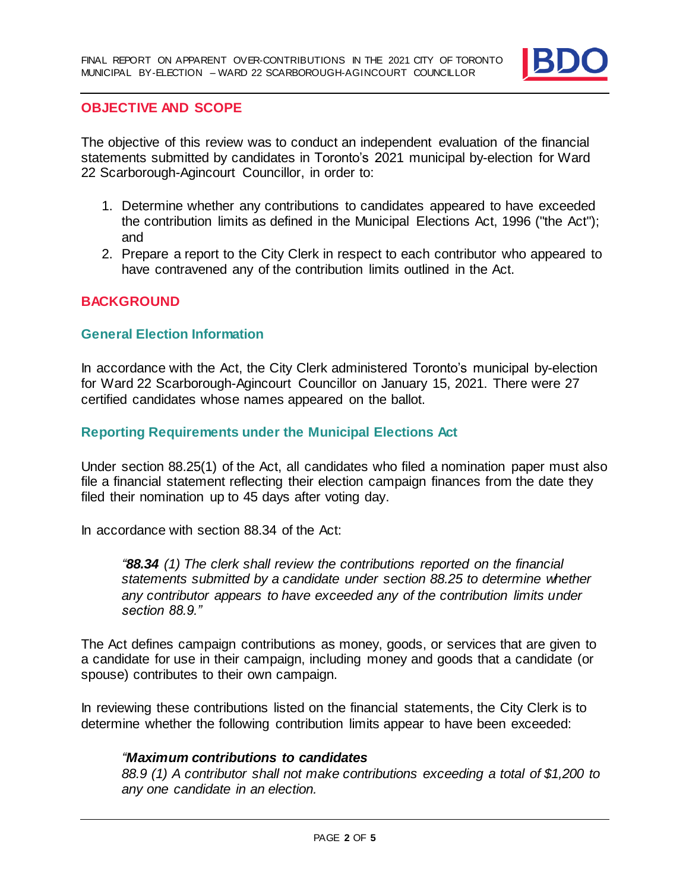## OBJECTIVE AND SCOPE

The objective of this review was to conduct an independent evaluation of the financial statements submitted by candidates in Toronto's 2021 municipal by-election for Ward 22 Scarborough-Agincourt Councillor, in order to:

1. Determine whether any contributions to candidates appeared to have exceeded the contribution limits as defined in the Municipal Elections Act, 1996 ("the Act"); and
2. Prepare a report to the City Clerk in respect to each contributor who appeared to have contravened any of the contribution limits outlined in the Act.

## BACKGROUND

### General Election Information

In accordance with the Act, the City Clerk administered Toronto's municipal by-election for Ward 22 Scarborough-Agincourt Councillor on January 15, 2021. There were 27 certified candidates whose names appeared on the ballot.

### Reporting Requirements under the Municipal Elections Act

Under section 88.25(1) of the Act, all candidates who filed a nomination paper must also file a financial statement reflecting their election campaign finances from the date they filed their nomination up to 45 days after voting day.

In accordance with section 88.34 of the Act:

> *"**88.34** (1) The clerk shall review the contributions reported on the financial statements submitted by a candidate under section 88.25 to determine whether any contributor appears to have exceeded any of the contribution limits under section 88.9."*

The Act defines campaign contributions as money, goods, or services that are given to a candidate for use in their campaign, including money and goods that a candidate (or spouse) contributes to their own campaign.

In reviewing these contributions listed on the financial statements, the City Clerk is to determine whether the following contribution limits appear to have been exceeded:

> ***"Maximum contributions to candidates***
> *88.9 (1) A contributor shall not make contributions exceeding a total of $1,200 to any one candidate in an election.*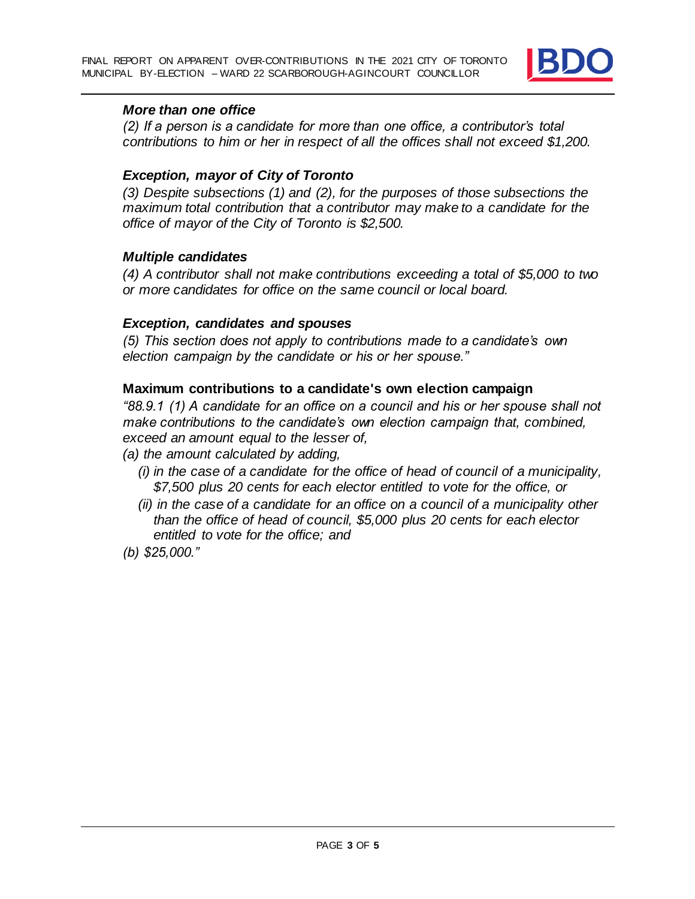***More than one office***

*(2) If a person is a candidate for more than one office, a contributor's total contributions to him or her in respect of all the offices shall not exceed $1,200.*

***Exception, mayor of City of Toronto***

*(3) Despite subsections (1) and (2), for the purposes of those subsections the maximum total contribution that a contributor may make to a candidate for the office of mayor of the City of Toronto is $2,500.*

***Multiple candidates***

*(4) A contributor shall not make contributions exceeding a total of $5,000 to two or more candidates for office on the same council or local board.*

***Exception, candidates and spouses***

*(5) This section does not apply to contributions made to a candidate's own election campaign by the candidate or his or her spouse."*

**Maximum contributions to a candidate's own election campaign**

*"88.9.1 (1) A candidate for an office on a council and his or her spouse shall not make contributions to the candidate's own election campaign that, combined, exceed an amount equal to the lesser of,*

*(a) the amount calculated by adding,*

*(i) in the case of a candidate for the office of head of council of a municipality, $7,500 plus 20 cents for each elector entitled to vote for the office, or*

*(ii) in the case of a candidate for an office on a council of a municipality other than the office of head of council, $5,000 plus 20 cents for each elector entitled to vote for the office; and*

*(b) $25,000."*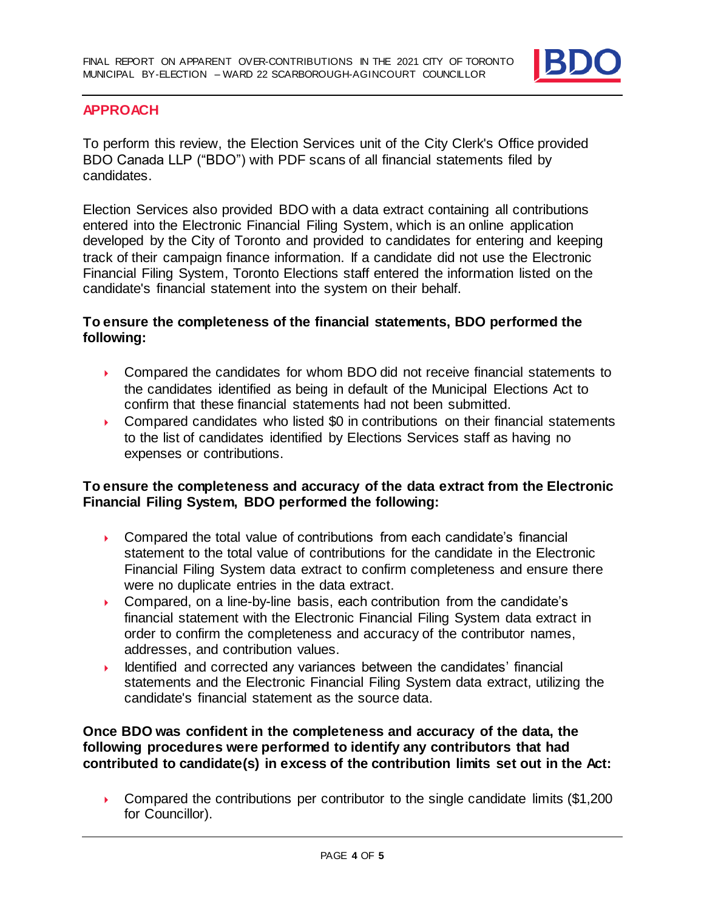## APPROACH

To perform this review, the Election Services unit of the City Clerk's Office provided BDO Canada LLP ("BDO") with PDF scans of all financial statements filed by candidates.

Election Services also provided BDO with a data extract containing all contributions entered into the Electronic Financial Filing System, which is an online application developed by the City of Toronto and provided to candidates for entering and keeping track of their campaign finance information. If a candidate did not use the Electronic Financial Filing System, Toronto Elections staff entered the information listed on the candidate's financial statement into the system on their behalf.

**To ensure the completeness of the financial statements, BDO performed the following:**

- Compared the candidates for whom BDO did not receive financial statements to the candidates identified as being in default of the Municipal Elections Act to confirm that these financial statements had not been submitted.
- Compared candidates who listed $0 in contributions on their financial statements to the list of candidates identified by Elections Services staff as having no expenses or contributions.

**To ensure the completeness and accuracy of the data extract from the Electronic Financial Filing System, BDO performed the following:**

- Compared the total value of contributions from each candidate's financial statement to the total value of contributions for the candidate in the Electronic Financial Filing System data extract to confirm completeness and ensure there were no duplicate entries in the data extract.
- Compared, on a line-by-line basis, each contribution from the candidate's financial statement with the Electronic Financial Filing System data extract in order to confirm the completeness and accuracy of the contributor names, addresses, and contribution values.
- Identified and corrected any variances between the candidates' financial statements and the Electronic Financial Filing System data extract, utilizing the candidate's financial statement as the source data.

**Once BDO was confident in the completeness and accuracy of the data, the following procedures were performed to identify any contributors that had contributed to candidate(s) in excess of the contribution limits set out in the Act:**

- Compared the contributions per contributor to the single candidate limits ($1,200 for Councillor).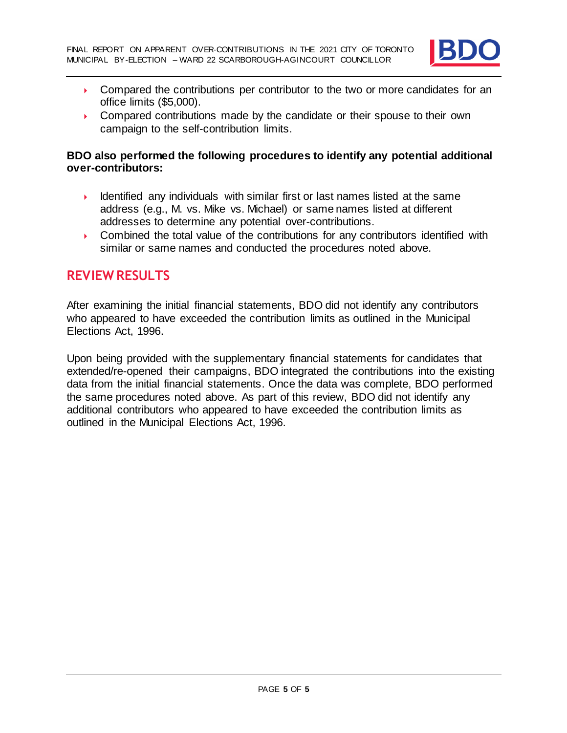- Compared the contributions per contributor to the two or more candidates for an office limits ($5,000).
- Compared contributions made by the candidate or their spouse to their own campaign to the self-contribution limits.

**BDO also performed the following procedures to identify any potential additional over-contributors:**

- Identified any individuals with similar first or last names listed at the same address (e.g., M. vs. Mike vs. Michael) or same names listed at different addresses to determine any potential over-contributions.
- Combined the total value of the contributions for any contributors identified with similar or same names and conducted the procedures noted above.

## REVIEW RESULTS

After examining the initial financial statements, BDO did not identify any contributors who appeared to have exceeded the contribution limits as outlined in the Municipal Elections Act, 1996.

Upon being provided with the supplementary financial statements for candidates that extended/re-opened their campaigns, BDO integrated the contributions into the existing data from the initial financial statements. Once the data was complete, BDO performed the same procedures noted above. As part of this review, BDO did not identify any additional contributors who appeared to have exceeded the contribution limits as outlined in the Municipal Elections Act, 1996.